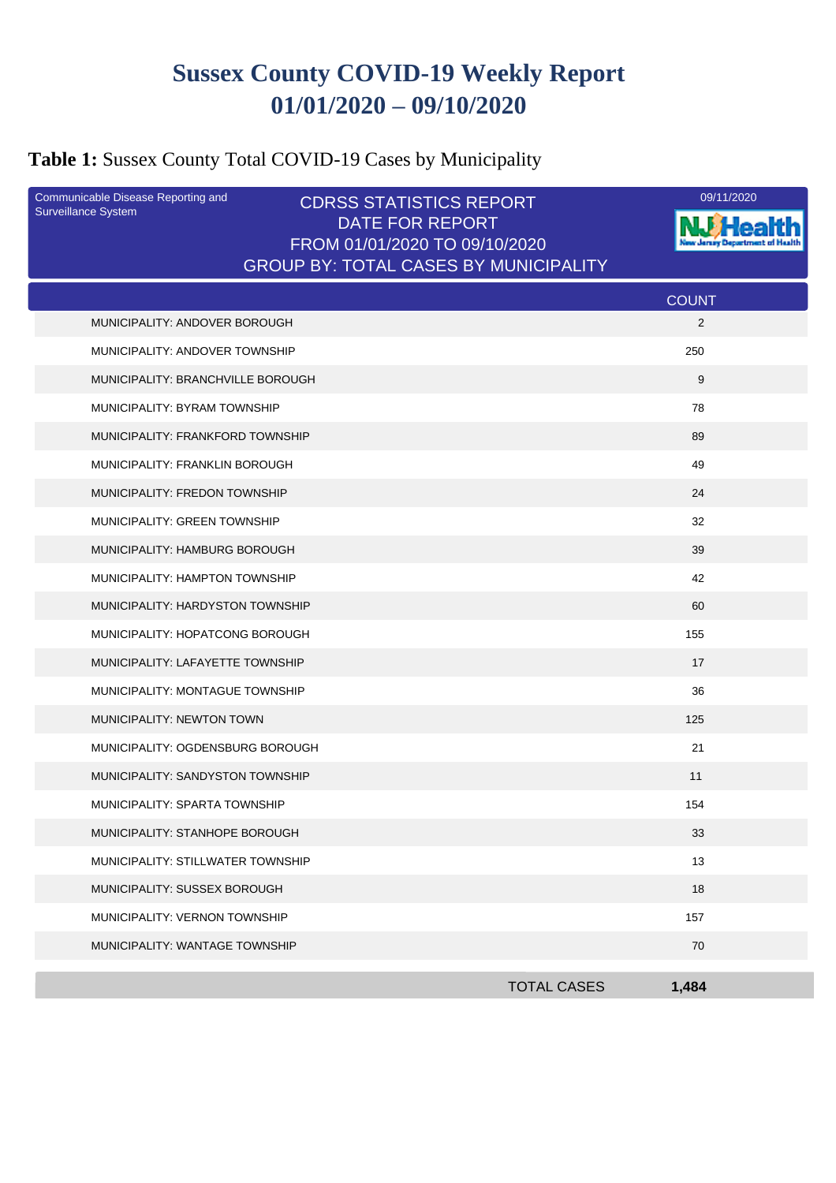# Sussex County COVID-19 Weekly Report 01/01/2020 – 09/10/2020

**Table 1:** Sussex County Total COVID-19 Cases by Municipality

Communicable Disease Reporting and Surveillance System

CDRSS STATISTICS REPORT
DATE FOR REPORT
FROM 01/01/2020 TO 09/10/2020
GROUP BY: TOTAL CASES BY MUNICIPALITY

09/11/2020

NJ Health New Jersey Department of Health

| | COUNT |
|---|---|
| MUNICIPALITY: ANDOVER BOROUGH | 2 |
| MUNICIPALITY: ANDOVER TOWNSHIP | 250 |
| MUNICIPALITY: BRANCHVILLE BOROUGH | 9 |
| MUNICIPALITY: BYRAM TOWNSHIP | 78 |
| MUNICIPALITY: FRANKFORD TOWNSHIP | 89 |
| MUNICIPALITY: FRANKLIN BOROUGH | 49 |
| MUNICIPALITY: FREDON TOWNSHIP | 24 |
| MUNICIPALITY: GREEN TOWNSHIP | 32 |
| MUNICIPALITY: HAMBURG BOROUGH | 39 |
| MUNICIPALITY: HAMPTON TOWNSHIP | 42 |
| MUNICIPALITY: HARDYSTON TOWNSHIP | 60 |
| MUNICIPALITY: HOPATCONG BOROUGH | 155 |
| MUNICIPALITY: LAFAYETTE TOWNSHIP | 17 |
| MUNICIPALITY: MONTAGUE TOWNSHIP | 36 |
| MUNICIPALITY: NEWTON TOWN | 125 |
| MUNICIPALITY: OGDENSBURG BOROUGH | 21 |
| MUNICIPALITY: SANDYSTON TOWNSHIP | 11 |
| MUNICIPALITY: SPARTA TOWNSHIP | 154 |
| MUNICIPALITY: STANHOPE BOROUGH | 33 |
| MUNICIPALITY: STILLWATER TOWNSHIP | 13 |
| MUNICIPALITY: SUSSEX BOROUGH | 18 |
| MUNICIPALITY: VERNON TOWNSHIP | 157 |
| MUNICIPALITY: WANTAGE TOWNSHIP | 70 |
| TOTAL CASES | **1,484** |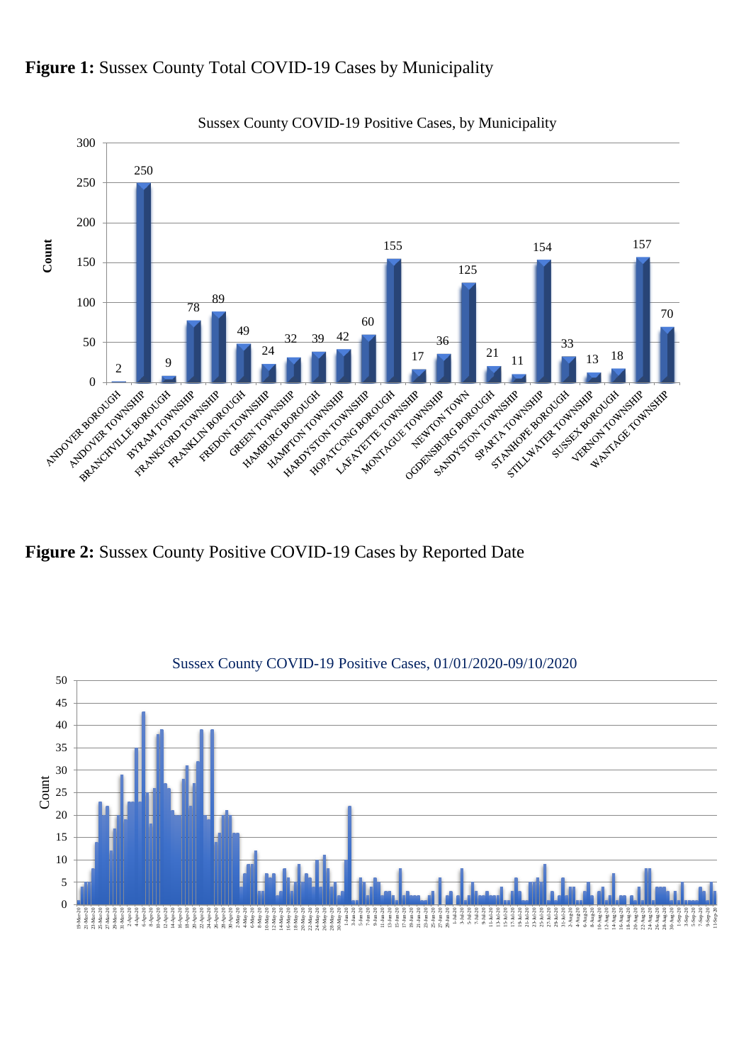**Figure 1:** Sussex County Total COVID-19 Cases by Municipality

Sussex County COVID-19 Positive Cases, by Municipality

| Municipality | Count |
|---|---|
| ANDOVER BOROUGH | 2 |
| ANDOVER TOWNSHIP | 250 |
| BRANCHVILLE BOROUGH | 9 |
| BYRAM TOWNSHIP | 78 |
| FRANKFORD TOWNSHIP | 89 |
| FRANKLIN BOROUGH | 49 |
| FREDON TOWNSHIP | 24 |
| GREEN TOWNSHIP | 32 |
| HAMBURG BOROUGH | 39 |
| HAMPTON TOWNSHIP | 42 |
| HARDYSTON TOWNSHIP | 60 |
| HOPATCONG BOROUGH | 155 |
| LAFAYETTE TOWNSHIP | 17 |
| MONTAGUE TOWNSHIP | 36 |
| NEWTON TOWN | 125 |
| OGDENSBURG BOROUGH | 21 |
| SANDYSTON TOWNSHIP | 11 |
| SPARTA TOWNSHIP | 154 |
| STANHOPE BOROUGH | 33 |
| STILLWATER TOWNSHIP | 13 |
| SUSSEX BOROUGH | 18 |
| VERNON TOWNSHIP | 157 |
| WANTAGE TOWNSHIP | 70 |

**Figure 2:** Sussex County Positive COVID-19 Cases by Reported Date

Sussex County COVID-19 Positive Cases, 01/01/2020-09/10/2020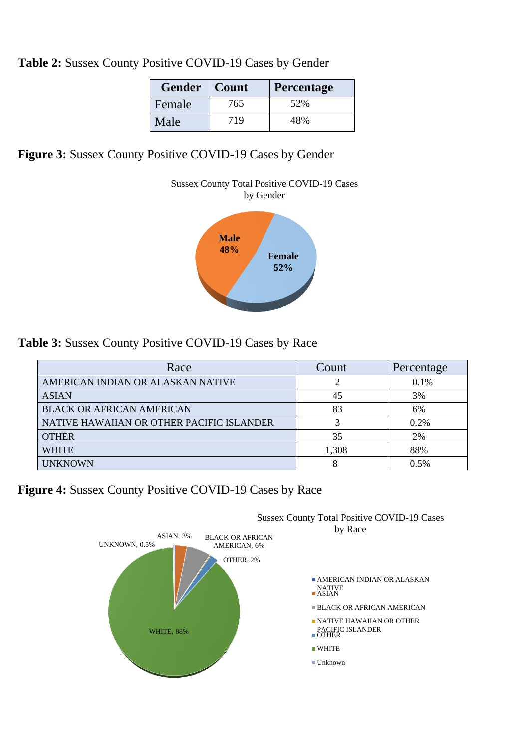**Table 2:** Sussex County Positive COVID-19 Cases by Gender

| Gender | Count | Percentage |
|---|---|---|
| Female | 765 | 52% |
| Male | 719 | 48% |

**Figure 3:** Sussex County Positive COVID-19 Cases by Gender

Sussex County Total Positive COVID-19 Cases by Gender

Male 48%

Female 52%

**Table 3:** Sussex County Positive COVID-19 Cases by Race

| Race | Count | Percentage |
|---|---|---|
| AMERICAN INDIAN OR ALASKAN NATIVE | 2 | 0.1% |
| ASIAN | 45 | 3% |
| BLACK OR AFRICAN AMERICAN | 83 | 6% |
| NATIVE HAWAIIAN OR OTHER PACIFIC ISLANDER | 3 | 0.2% |
| OTHER | 35 | 2% |
| WHITE | 1,308 | 88% |
| UNKNOWN | 8 | 0.5% |

**Figure 4:** Sussex County Positive COVID-19 Cases by Race

Sussex County Total Positive COVID-19 Cases by Race

UNKNOWN, 0.5%; ASIAN, 3%; BLACK OR AFRICAN AMERICAN, 6%; OTHER, 2%; WHITE, 88%

- AMERICAN INDIAN OR ALASKAN NATIVE
- ASIAN
- BLACK OR AFRICAN AMERICAN
- NATIVE HAWAIIAN OR OTHER PACIFIC ISLANDER
- OTHER
- WHITE
- Unknown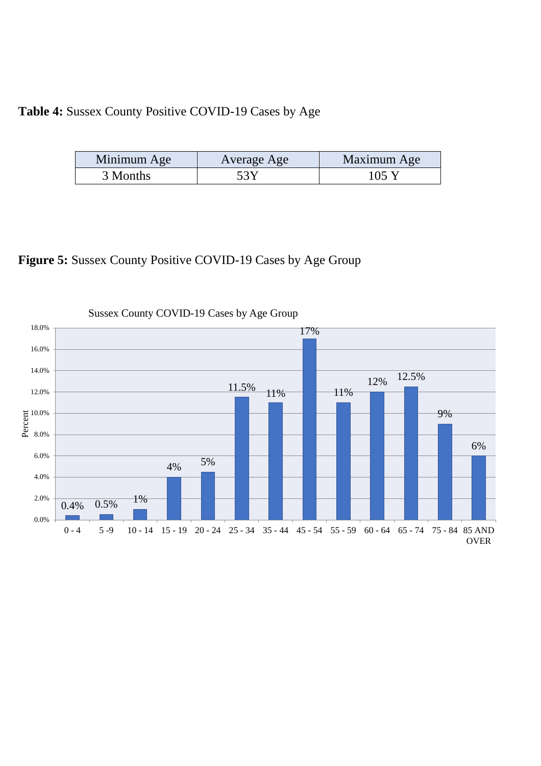**Table 4:** Sussex County Positive COVID-19 Cases by Age

| Minimum Age | Average Age | Maximum Age |
|---|---|---|
| 3 Months | 53Y | 105 Y |

**Figure 5:** Sussex County Positive COVID-19 Cases by Age Group

Sussex County COVID-19 Cases by Age Group

| Age Group | Percent |
|---|---|
| 0 - 4 | 0.4% |
| 5 -9 | 0.5% |
| 10 - 14 | 1% |
| 15 - 19 | 4% |
| 20 - 24 | 5% |
| 25 - 34 | 11.5% |
| 35 - 44 | 11% |
| 45 - 54 | 17% |
| 55 - 59 | 11% |
| 60 - 64 | 12% |
| 65 - 74 | 12.5% |
| 75 - 84 | 9% |
| 85 AND OVER | 6% |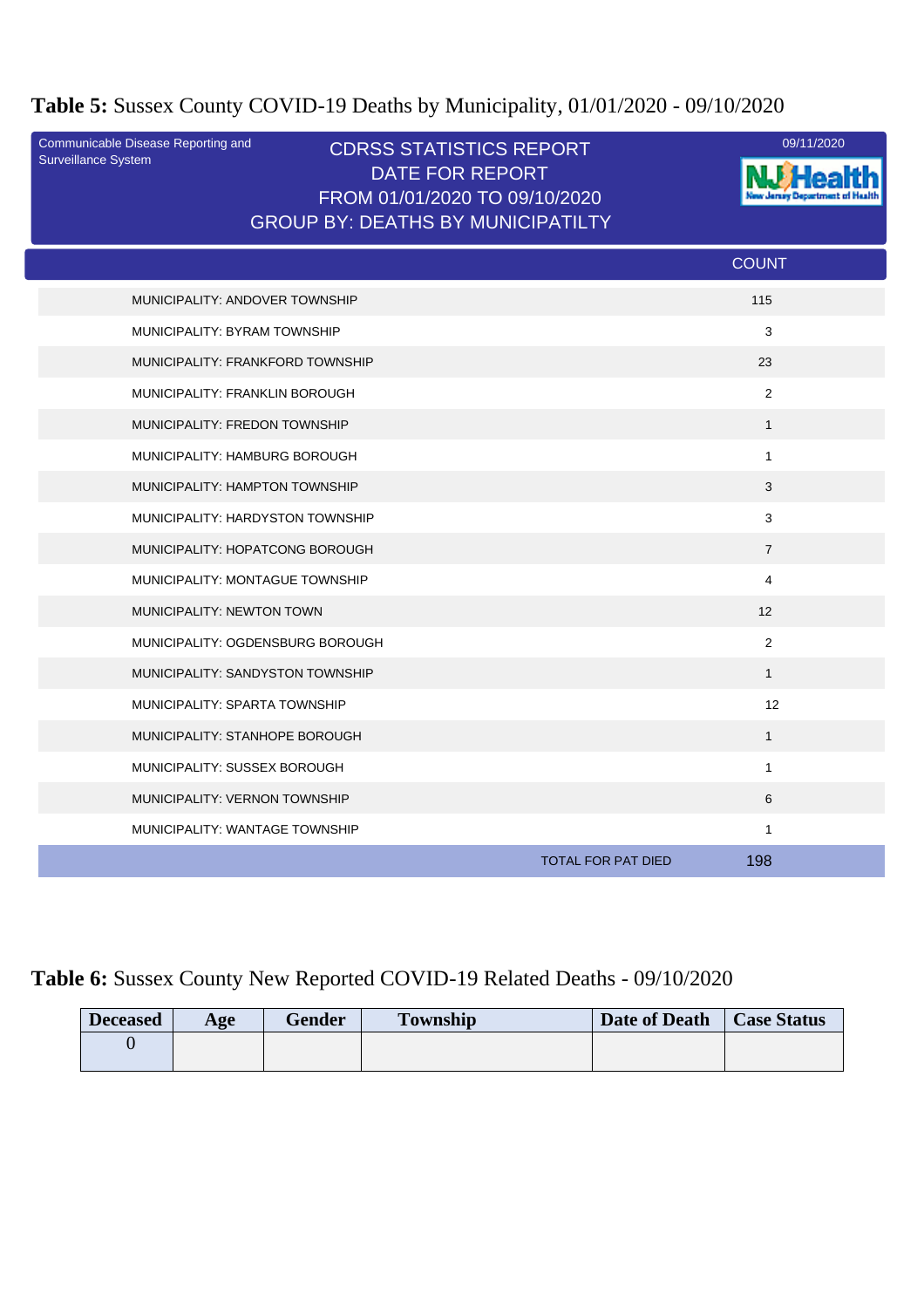**Table 5:** Sussex County COVID-19 Deaths by Municipality, 01/01/2020 - 09/10/2020

Communicable Disease Reporting and Surveillance System

CDRSS STATISTICS REPORT
DATE FOR REPORT
FROM 01/01/2020 TO 09/10/2020
GROUP BY: DEATHS BY MUNICIPATILTY

09/11/2020

NJ Health — New Jersey Department of Health

| | COUNT |
|---|---|
| MUNICIPALITY: ANDOVER TOWNSHIP | 115 |
| MUNICIPALITY: BYRAM TOWNSHIP | 3 |
| MUNICIPALITY: FRANKFORD TOWNSHIP | 23 |
| MUNICIPALITY: FRANKLIN BOROUGH | 2 |
| MUNICIPALITY: FREDON TOWNSHIP | 1 |
| MUNICIPALITY: HAMBURG BOROUGH | 1 |
| MUNICIPALITY: HAMPTON TOWNSHIP | 3 |
| MUNICIPALITY: HARDYSTON TOWNSHIP | 3 |
| MUNICIPALITY: HOPATCONG BOROUGH | 7 |
| MUNICIPALITY: MONTAGUE TOWNSHIP | 4 |
| MUNICIPALITY: NEWTON TOWN | 12 |
| MUNICIPALITY: OGDENSBURG BOROUGH | 2 |
| MUNICIPALITY: SANDYSTON TOWNSHIP | 1 |
| MUNICIPALITY: SPARTA TOWNSHIP | 12 |
| MUNICIPALITY: STANHOPE BOROUGH | 1 |
| MUNICIPALITY: SUSSEX BOROUGH | 1 |
| MUNICIPALITY: VERNON TOWNSHIP | 6 |
| MUNICIPALITY: WANTAGE TOWNSHIP | 1 |
| TOTAL FOR PAT DIED | 198 |

**Table 6:** Sussex County New Reported COVID-19 Related Deaths - 09/10/2020

| Deceased | Age | Gender | Township | Date of Death | Case Status |
|---|---|---|---|---|---|
| 0 | | | | | |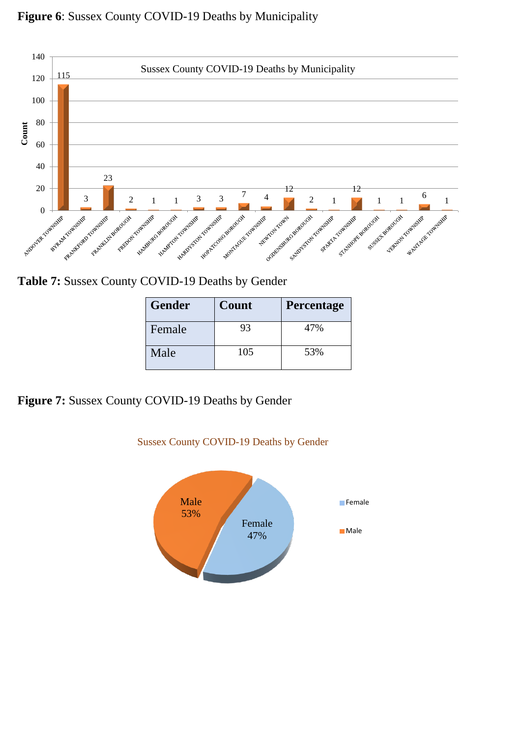**Figure 6**: Sussex County COVID-19 Deaths by Municipality

Sussex County COVID-19 Deaths by Municipality

| Municipality | Count |
|---|---|
| ANDOVER TOWNSHIP | 115 |
| BYRAM TOWNSHIP | 3 |
| FRANKFORD TOWNSHIP | 23 |
| FRANKLIN BOROUGH | 2 |
| FREDON TOWNSHIP | 1 |
| HAMBURG BOROUGH | 1 |
| HAMPTON TOWNSHIP | 3 |
| HARDYSTON TOWNSHIP | 3 |
| HOPATCONG BOROUGH | 7 |
| MONTAGUE TOWNSHIP | 4 |
| NEWTON TOWN | 12 |
| OGDENSBURG BOROUGH | 2 |
| SANDYSTON TOWNSHIP | 1 |
| SPARTA TOWNSHIP | 12 |
| STANHOPE BOROUGH | 1 |
| SUSSEX BOROUGH | 1 |
| VERNON TOWNSHIP | 6 |
| WANTAGE TOWNSHIP | 1 |

**Table 7:** Sussex County COVID-19 Deaths by Gender

| Gender | Count | Percentage |
|---|---|---|
| Female | 93 | 47% |
| Male | 105 | 53% |

**Figure 7:** Sussex County COVID-19 Deaths by Gender

Sussex County COVID-19 Deaths by Gender

Male 53%
Female 47%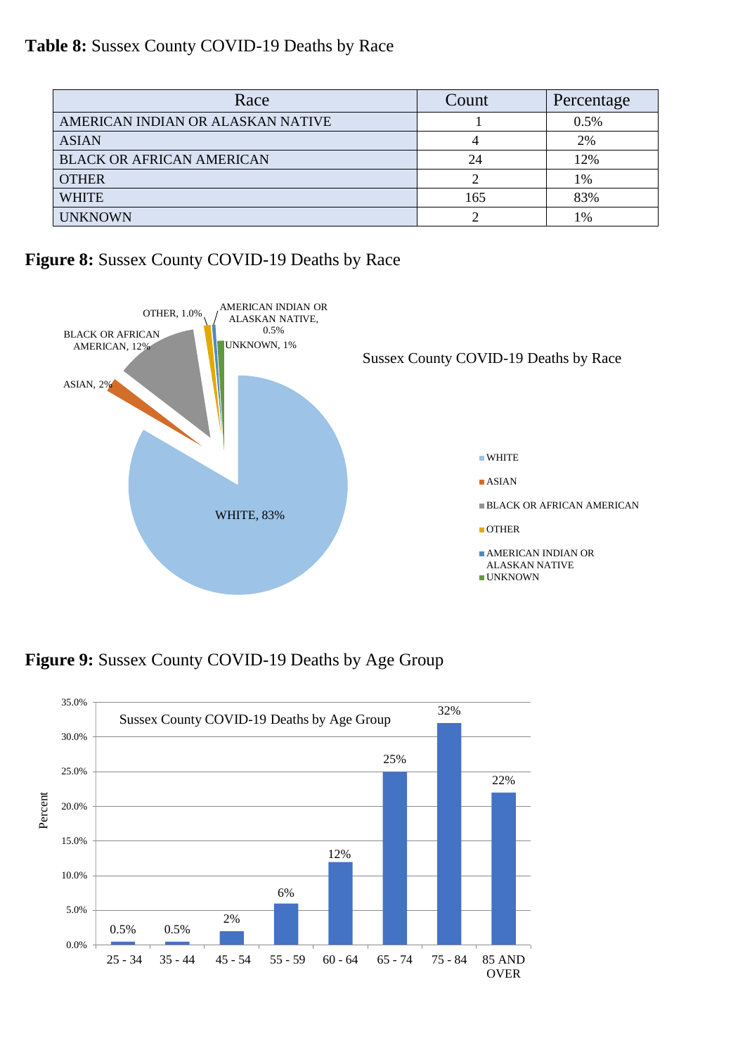**Table 8:** Sussex County COVID-19 Deaths by Race

| Race | Count | Percentage |
| --- | --- | --- |
| AMERICAN INDIAN OR ALASKAN NATIVE | 1 | 0.5% |
| ASIAN | 4 | 2% |
| BLACK OR AFRICAN AMERICAN | 24 | 12% |
| OTHER | 2 | 1% |
| WHITE | 165 | 83% |
| UNKNOWN | 2 | 1% |

**Figure 8:** Sussex County COVID-19 Deaths by Race

Sussex County COVID-19 Deaths by Race

| Race | Percentage |
| --- | --- |
| WHITE | 83% |
| ASIAN | 2% |
| BLACK OR AFRICAN AMERICAN | 12% |
| OTHER | 1.0% |
| AMERICAN INDIAN OR ALASKAN NATIVE | 0.5% |
| UNKNOWN | 1% |

**Figure 9:** Sussex County COVID-19 Deaths by Age Group

Sussex County COVID-19 Deaths by Age Group

| Age Group | Percent |
| --- | --- |
| 25 - 34 | 0.5% |
| 35 - 44 | 0.5% |
| 45 - 54 | 2% |
| 55 - 59 | 6% |
| 60 - 64 | 12% |
| 65 - 74 | 25% |
| 75 - 84 | 32% |
| 85 AND OVER | 22% |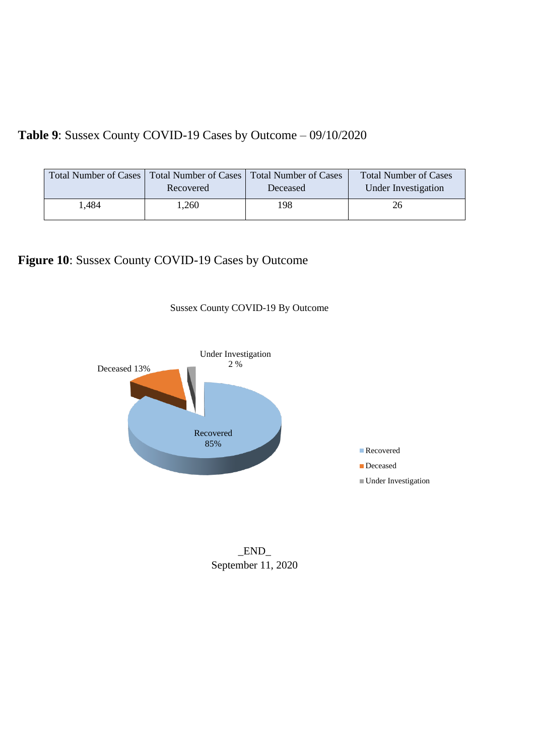**Table 9**: Sussex County COVID-19 Cases by Outcome – 09/10/2020

| Total Number of Cases | Total Number of Cases Recovered | Total Number of Cases Deceased | Total Number of Cases Under Investigation |
|---|---|---|---|
| 1,484 | 1,260 | 198 | 26 |

**Figure 10**: Sussex County COVID-19 Cases by Outcome

Sussex County COVID-19 By Outcome

Under Investigation 2 %

Deceased 13%

Recovered 85%

Recovered

Deceased

Under Investigation

_END_
September 11, 2020